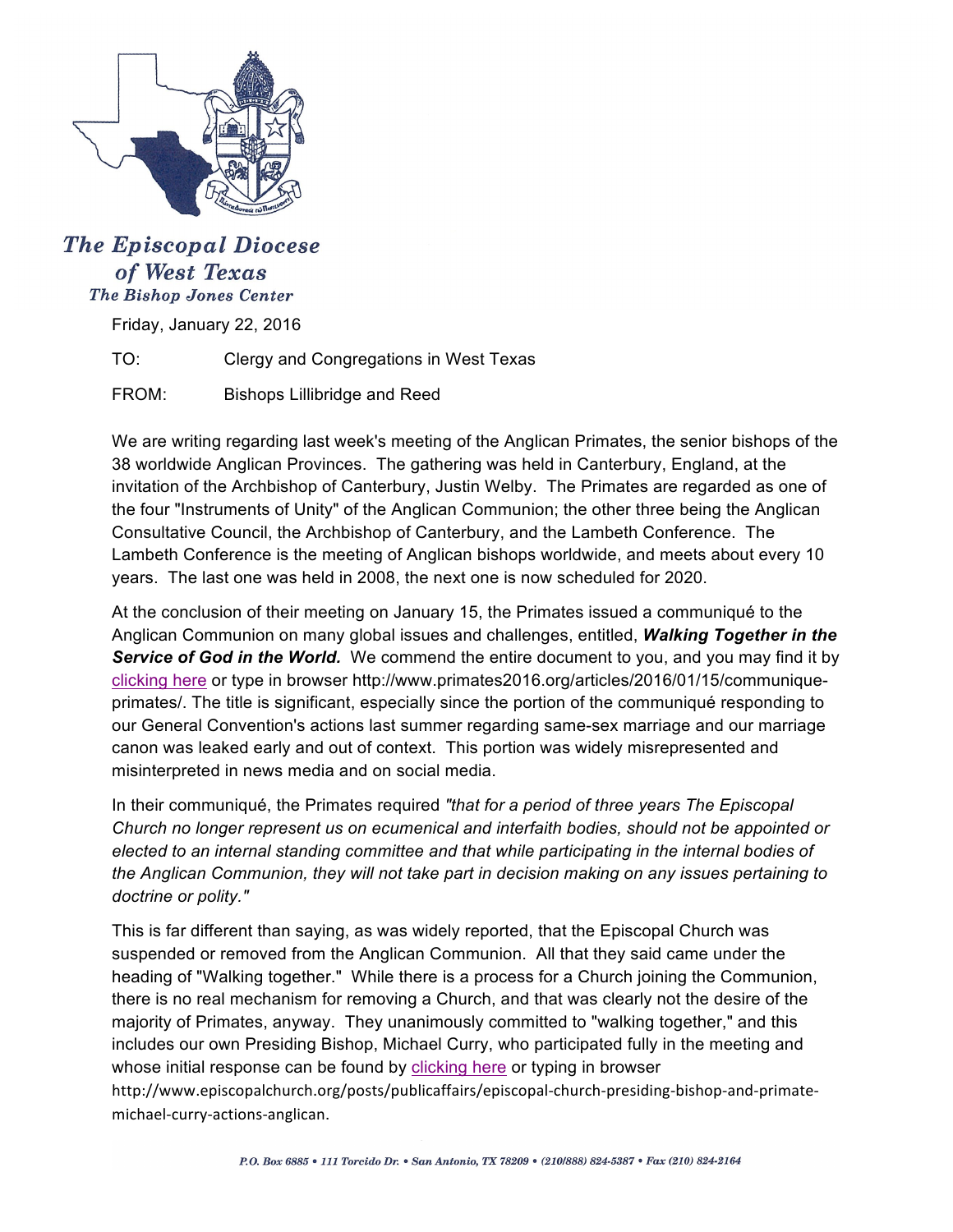**The Episcopal Diocese of West Texas**
*The Bishop Jones Center*

Friday, January 22, 2016

TO: Clergy and Congregations in West Texas

FROM: Bishops Lillibridge and Reed

We are writing regarding last week's meeting of the Anglican Primates, the senior bishops of the 38 worldwide Anglican Provinces. The gathering was held in Canterbury, England, at the invitation of the Archbishop of Canterbury, Justin Welby. The Primates are regarded as one of the four "Instruments of Unity" of the Anglican Communion; the other three being the Anglican Consultative Council, the Archbishop of Canterbury, and the Lambeth Conference. The Lambeth Conference is the meeting of Anglican bishops worldwide, and meets about every 10 years. The last one was held in 2008, the next one is now scheduled for 2020.

At the conclusion of their meeting on January 15, the Primates issued a communiqué to the Anglican Communion on many global issues and challenges, entitled, ***Walking Together in the Service of God in the World.*** We commend the entire document to you, and you may find it by clicking here or type in browser http://www.primates2016.org/articles/2016/01/15/communique-primates/. The title is significant, especially since the portion of the communiqué responding to our General Convention's actions last summer regarding same-sex marriage and our marriage canon was leaked early and out of context. This portion was widely misrepresented and misinterpreted in news media and on social media.

In their communiqué, the Primates required *"that for a period of three years The Episcopal Church no longer represent us on ecumenical and interfaith bodies, should not be appointed or elected to an internal standing committee and that while participating in the internal bodies of the Anglican Communion, they will not take part in decision making on any issues pertaining to doctrine or polity."*

This is far different than saying, as was widely reported, that the Episcopal Church was suspended or removed from the Anglican Communion. All that they said came under the heading of "Walking together." While there is a process for a Church joining the Communion, there is no real mechanism for removing a Church, and that was clearly not the desire of the majority of Primates, anyway. They unanimously committed to "walking together," and this includes our own Presiding Bishop, Michael Curry, who participated fully in the meeting and whose initial response can be found by clicking here or typing in browser http://www.episcopalchurch.org/posts/publicaffairs/episcopal-church-presiding-bishop-and-primate-michael-curry-actions-anglican.

*P.O. Box 6885 • 111 Torcido Dr. • San Antonio, TX 78209 • (210/888) 824-5387 • Fax (210) 824-2164*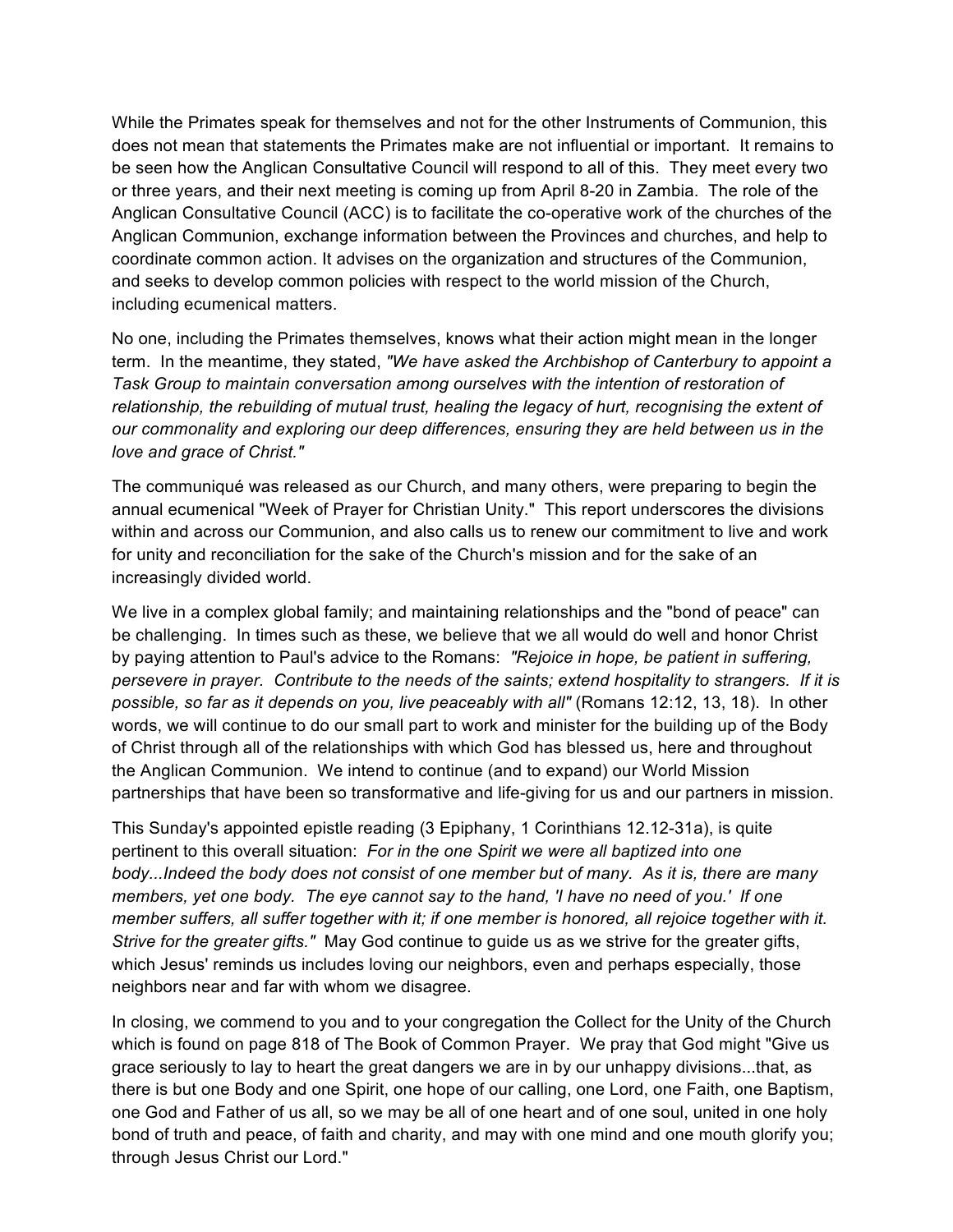While the Primates speak for themselves and not for the other Instruments of Communion, this does not mean that statements the Primates make are not influential or important. It remains to be seen how the Anglican Consultative Council will respond to all of this. They meet every two or three years, and their next meeting is coming up from April 8-20 in Zambia. The role of the Anglican Consultative Council (ACC) is to facilitate the co-operative work of the churches of the Anglican Communion, exchange information between the Provinces and churches, and help to coordinate common action. It advises on the organization and structures of the Communion, and seeks to develop common policies with respect to the world mission of the Church, including ecumenical matters.

No one, including the Primates themselves, knows what their action might mean in the longer term. In the meantime, they stated, *"We have asked the Archbishop of Canterbury to appoint a Task Group to maintain conversation among ourselves with the intention of restoration of relationship, the rebuilding of mutual trust, healing the legacy of hurt, recognising the extent of our commonality and exploring our deep differences, ensuring they are held between us in the love and grace of Christ."*

The communiqué was released as our Church, and many others, were preparing to begin the annual ecumenical "Week of Prayer for Christian Unity." This report underscores the divisions within and across our Communion, and also calls us to renew our commitment to live and work for unity and reconciliation for the sake of the Church's mission and for the sake of an increasingly divided world.

We live in a complex global family; and maintaining relationships and the "bond of peace" can be challenging. In times such as these, we believe that we all would do well and honor Christ by paying attention to Paul's advice to the Romans: *"Rejoice in hope, be patient in suffering, persevere in prayer. Contribute to the needs of the saints; extend hospitality to strangers. If it is possible, so far as it depends on you, live peaceably with all"* (Romans 12:12, 13, 18). In other words, we will continue to do our small part to work and minister for the building up of the Body of Christ through all of the relationships with which God has blessed us, here and throughout the Anglican Communion. We intend to continue (and to expand) our World Mission partnerships that have been so transformative and life-giving for us and our partners in mission.

This Sunday's appointed epistle reading (3 Epiphany, 1 Corinthians 12.12-31a), is quite pertinent to this overall situation: *For in the one Spirit we were all baptized into one body...Indeed the body does not consist of one member but of many. As it is, there are many members, yet one body. The eye cannot say to the hand, 'I have no need of you.' If one member suffers, all suffer together with it; if one member is honored, all rejoice together with it. Strive for the greater gifts."* May God continue to guide us as we strive for the greater gifts, which Jesus' reminds us includes loving our neighbors, even and perhaps especially, those neighbors near and far with whom we disagree.

In closing, we commend to you and to your congregation the Collect for the Unity of the Church which is found on page 818 of The Book of Common Prayer. We pray that God might "Give us grace seriously to lay to heart the great dangers we are in by our unhappy divisions...that, as there is but one Body and one Spirit, one hope of our calling, one Lord, one Faith, one Baptism, one God and Father of us all, so we may be all of one heart and of one soul, united in one holy bond of truth and peace, of faith and charity, and may with one mind and one mouth glorify you; through Jesus Christ our Lord."